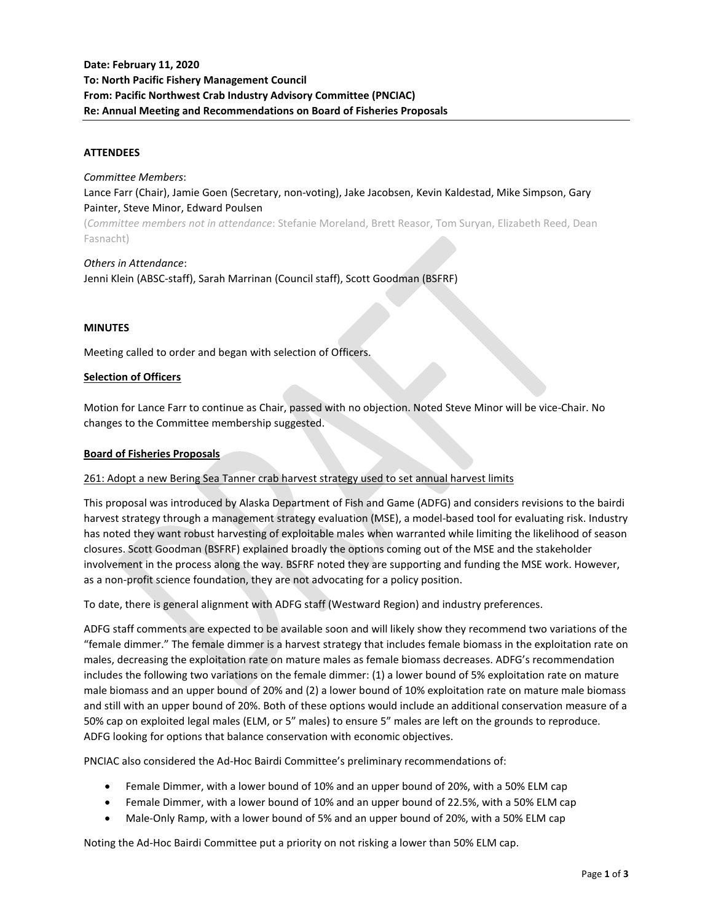**Date: February 11, 2020**
**To: North Pacific Fishery Management Council**
**From: Pacific Northwest Crab Industry Advisory Committee (PNCIAC)**
**Re: Annual Meeting and Recommendations on Board of Fisheries Proposals**

---

**ATTENDEES**

*Committee Members*:
Lance Farr (Chair), Jamie Goen (Secretary, non-voting), Jake Jacobsen, Kevin Kaldestad, Mike Simpson, Gary Painter, Steve Minor, Edward Poulsen
(*Committee members not in attendance*: Stefanie Moreland, Brett Reasor, Tom Suryan, Elizabeth Reed, Dean Fasnacht)

*Others in Attendance*:
Jenni Klein (ABSC-staff), Sarah Marrinan (Council staff), Scott Goodman (BSFRF)

**MINUTES**

Meeting called to order and began with selection of Officers.

**Selection of Officers**

Motion for Lance Farr to continue as Chair, passed with no objection. Noted Steve Minor will be vice-Chair. No changes to the Committee membership suggested.

**Board of Fisheries Proposals**

261: Adopt a new Bering Sea Tanner crab harvest strategy used to set annual harvest limits

This proposal was introduced by Alaska Department of Fish and Game (ADFG) and considers revisions to the bairdi harvest strategy through a management strategy evaluation (MSE), a model-based tool for evaluating risk. Industry has noted they want robust harvesting of exploitable males when warranted while limiting the likelihood of season closures. Scott Goodman (BSFRF) explained broadly the options coming out of the MSE and the stakeholder involvement in the process along the way. BSFRF noted they are supporting and funding the MSE work. However, as a non-profit science foundation, they are not advocating for a policy position.

To date, there is general alignment with ADFG staff (Westward Region) and industry preferences.

ADFG staff comments are expected to be available soon and will likely show they recommend two variations of the "female dimmer." The female dimmer is a harvest strategy that includes female biomass in the exploitation rate on males, decreasing the exploitation rate on mature males as female biomass decreases. ADFG's recommendation includes the following two variations on the female dimmer: (1) a lower bound of 5% exploitation rate on mature male biomass and an upper bound of 20% and (2) a lower bound of 10% exploitation rate on mature male biomass and still with an upper bound of 20%. Both of these options would include an additional conservation measure of a 50% cap on exploited legal males (ELM, or 5" males) to ensure 5" males are left on the grounds to reproduce. ADFG looking for options that balance conservation with economic objectives.

PNCIAC also considered the Ad-Hoc Bairdi Committee's preliminary recommendations of:

- Female Dimmer, with a lower bound of 10% and an upper bound of 20%, with a 50% ELM cap
- Female Dimmer, with a lower bound of 10% and an upper bound of 22.5%, with a 50% ELM cap
- Male-Only Ramp, with a lower bound of 5% and an upper bound of 20%, with a 50% ELM cap

Noting the Ad-Hoc Bairdi Committee put a priority on not risking a lower than 50% ELM cap.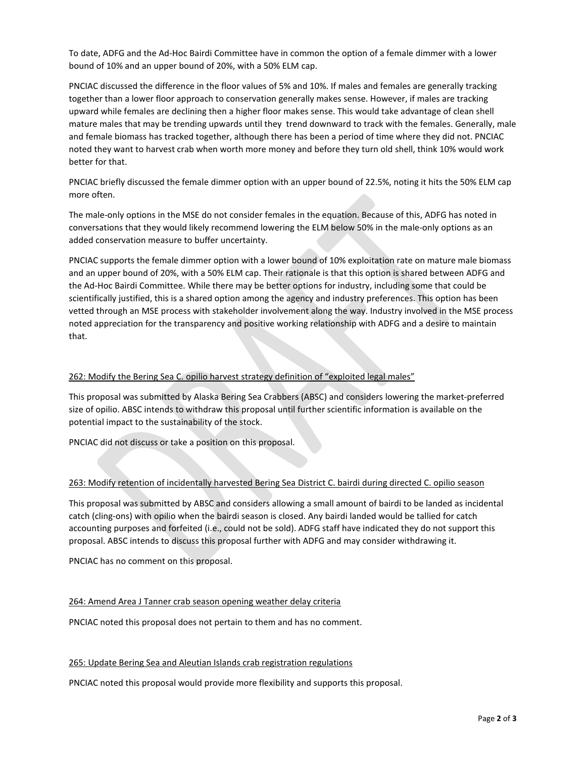To date, ADFG and the Ad-Hoc Bairdi Committee have in common the option of a female dimmer with a lower bound of 10% and an upper bound of 20%, with a 50% ELM cap.

PNCIAC discussed the difference in the floor values of 5% and 10%. If males and females are generally tracking together than a lower floor approach to conservation generally makes sense. However, if males are tracking upward while females are declining then a higher floor makes sense. This would take advantage of clean shell mature males that may be trending upwards until they trend downward to track with the females. Generally, male and female biomass has tracked together, although there has been a period of time where they did not. PNCIAC noted they want to harvest crab when worth more money and before they turn old shell, think 10% would work better for that.

PNCIAC briefly discussed the female dimmer option with an upper bound of 22.5%, noting it hits the 50% ELM cap more often.

The male-only options in the MSE do not consider females in the equation. Because of this, ADFG has noted in conversations that they would likely recommend lowering the ELM below 50% in the male-only options as an added conservation measure to buffer uncertainty.

PNCIAC supports the female dimmer option with a lower bound of 10% exploitation rate on mature male biomass and an upper bound of 20%, with a 50% ELM cap. Their rationale is that this option is shared between ADFG and the Ad-Hoc Bairdi Committee. While there may be better options for industry, including some that could be scientifically justified, this is a shared option among the agency and industry preferences. This option has been vetted through an MSE process with stakeholder involvement along the way. Industry involved in the MSE process noted appreciation for the transparency and positive working relationship with ADFG and a desire to maintain that.

<u>262: Modify the Bering Sea C. opilio harvest strategy definition of "exploited legal males"</u>

This proposal was submitted by Alaska Bering Sea Crabbers (ABSC) and considers lowering the market-preferred size of opilio. ABSC intends to withdraw this proposal until further scientific information is available on the potential impact to the sustainability of the stock.

PNCIAC did not discuss or take a position on this proposal.

<u>263: Modify retention of incidentally harvested Bering Sea District C. bairdi during directed C. opilio season</u>

This proposal was submitted by ABSC and considers allowing a small amount of bairdi to be landed as incidental catch (cling-ons) with opilio when the bairdi season is closed. Any bairdi landed would be tallied for catch accounting purposes and forfeited (i.e., could not be sold). ADFG staff have indicated they do not support this proposal. ABSC intends to discuss this proposal further with ADFG and may consider withdrawing it.

PNCIAC has no comment on this proposal.

<u>264: Amend Area J Tanner crab season opening weather delay criteria</u>

PNCIAC noted this proposal does not pertain to them and has no comment.

<u>265: Update Bering Sea and Aleutian Islands crab registration regulations</u>

PNCIAC noted this proposal would provide more flexibility and supports this proposal.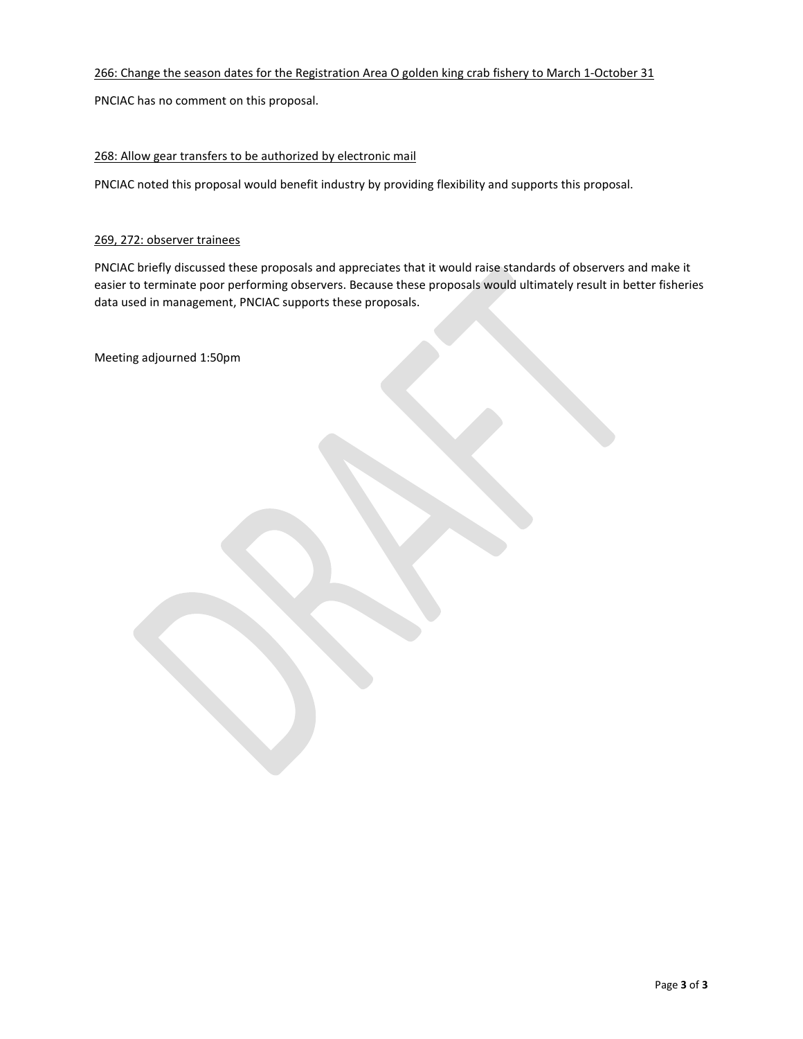266: Change the season dates for the Registration Area O golden king crab fishery to March 1-October 31

PNCIAC has no comment on this proposal.

268: Allow gear transfers to be authorized by electronic mail

PNCIAC noted this proposal would benefit industry by providing flexibility and supports this proposal.

269, 272: observer trainees

PNCIAC briefly discussed these proposals and appreciates that it would raise standards of observers and make it easier to terminate poor performing observers. Because these proposals would ultimately result in better fisheries data used in management, PNCIAC supports these proposals.

Meeting adjourned 1:50pm